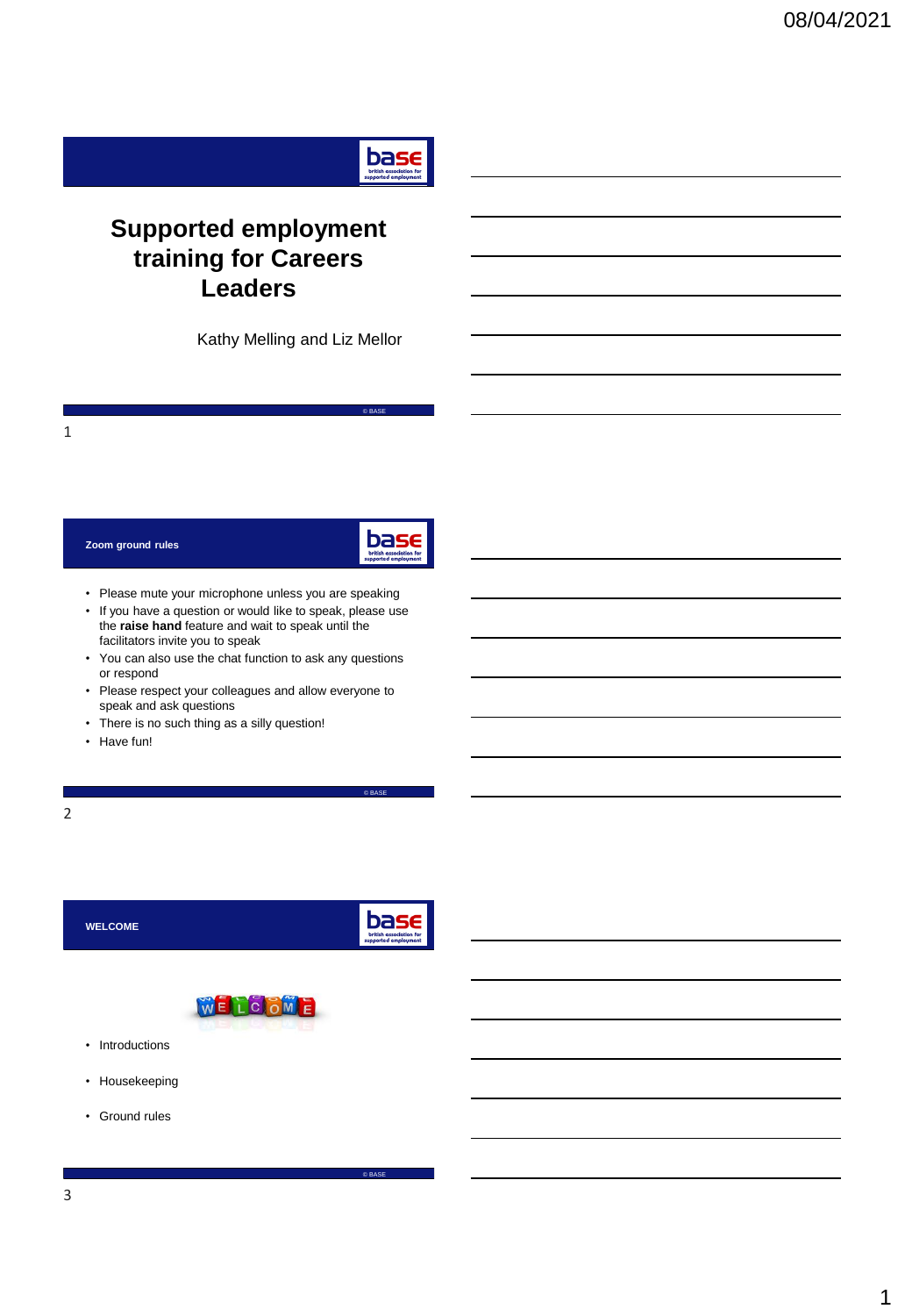# Supported employment training for Careers Leaders

Kathy Melling and Liz Mellor

© BASE

## Zoom ground rules

- Please mute your microphone unless you are speaking
- If you have a question or would like to speak, please use the **raise hand** feature and wait to speak until the facilitators invite you to speak
- You can also use the chat function to ask any questions or respond
- Please respect your colleagues and allow everyone to speak and ask questions
- There is no such thing as a silly question!
- Have fun!

© BASE

## WELCOME

- Introductions
- Housekeeping
- Ground rules

© BASE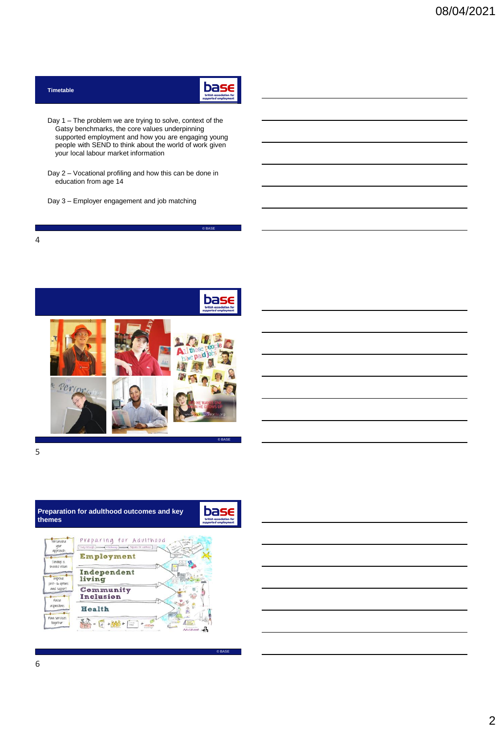## Timetable

Day 1 – The problem we are trying to solve, context of the Gatsy benchmarks, the core values underpinning supported employment and how you are engaging young people with SEND to think about the world of work given your local labour market information

Day 2 – Vocational profiling and how this can be done in education from age 14

Day 3 – Employer engagement and job matching

© BASE

© BASE

## Preparation for adulthood outcomes and key themes

© BASE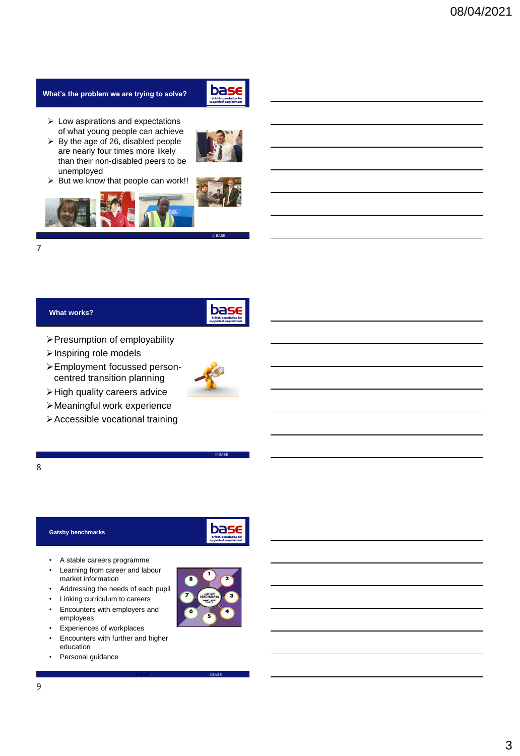## What's the problem we are trying to solve?

- Low aspirations and expectations of what young people can achieve
- By the age of 26, disabled people are nearly four times more likely than their non-disabled peers to be unemployed
- But we know that people can work!!

© BASE

## What works?

- Presumption of employability
- Inspiring role models
- Employment focussed person-centred transition planning
- High quality careers advice
- Meaningful work experience
- Accessible vocational training

© BASE

## Gatsby benchmarks

- A stable careers programme
- Learning from career and labour market information
- Addressing the needs of each pupil
- Linking curriculum to careers
- Encounters with employers and employees
- Experiences of workplaces
- Encounters with further and higher education
- Personal guidance

©BASE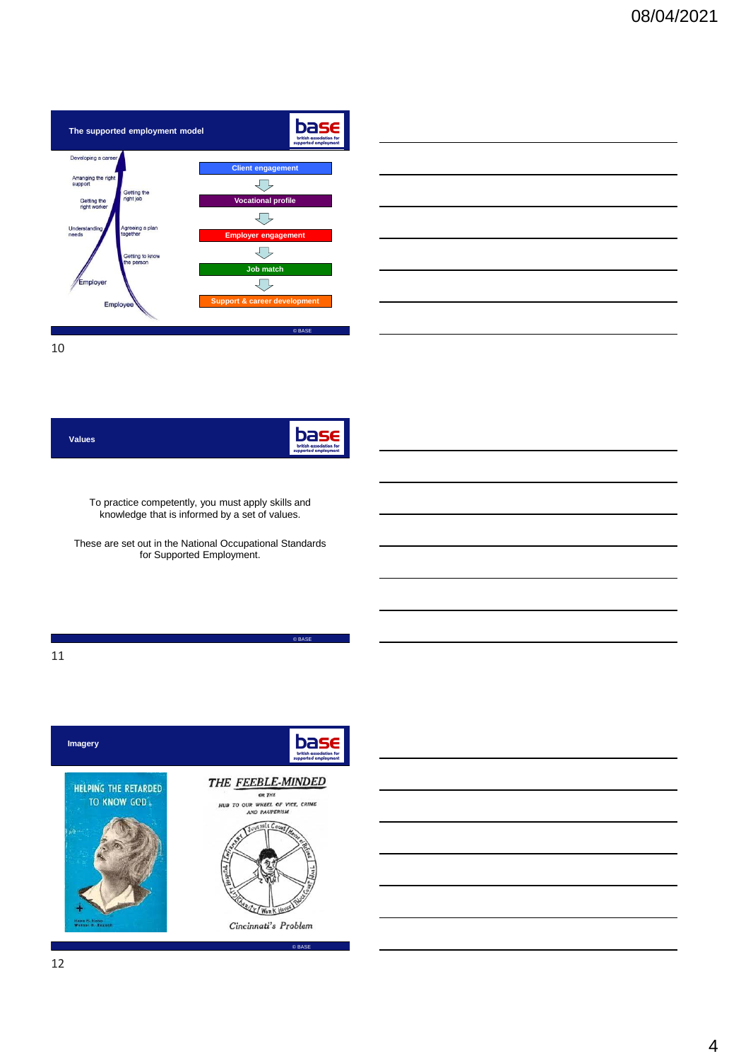## The supported employment model

Developing a career

Arranging the right support

Getting the right worker

Understanding needs

Employer

Employee

Getting the right job

Agreeing a plan together

Getting to know the person

- Client engagement
- Vocational profile
- Employer engagement
- Job match
- Support & career development

© BASE

## Values

To practice competently, you must apply skills and knowledge that is informed by a set of values.

These are set out in the National Occupational Standards for Supported Employment.

© BASE

## Imagery

HELPING THE RETARDED TO KNOW GOD

THE FEEBLE-MINDED OR THE HUB TO OUR WHEEL OF VICE, CRIME AND PAUPERISM

Cincinnati's Problem

© BASE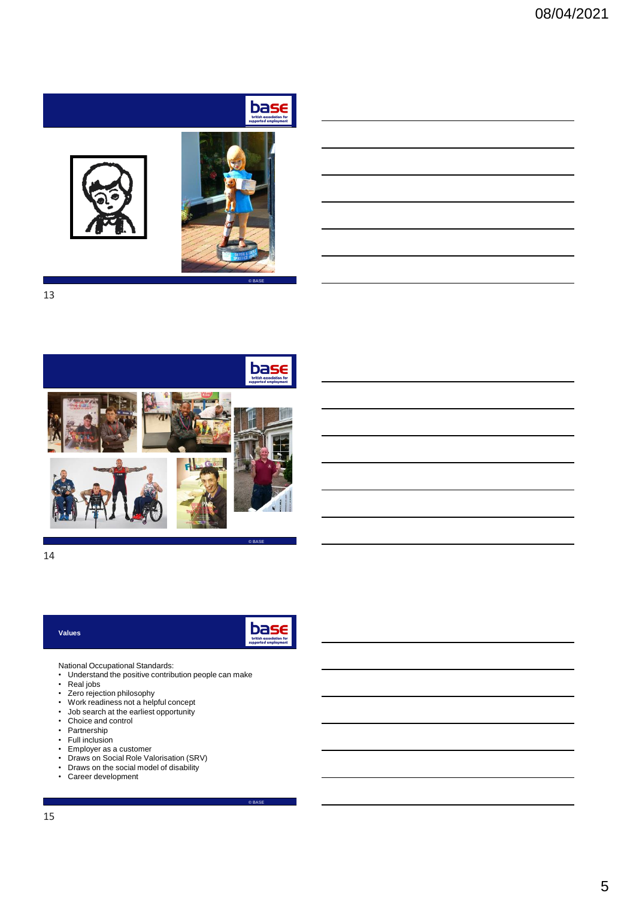## Values

National Occupational Standards:

- Understand the positive contribution people can make
- Real jobs
- Zero rejection philosophy
- Work readiness not a helpful concept
- Job search at the earliest opportunity
- Choice and control
- Partnership
- Full inclusion
- Employer as a customer
- Draws on Social Role Valorisation (SRV)
- Draws on the social model of disability
- Career development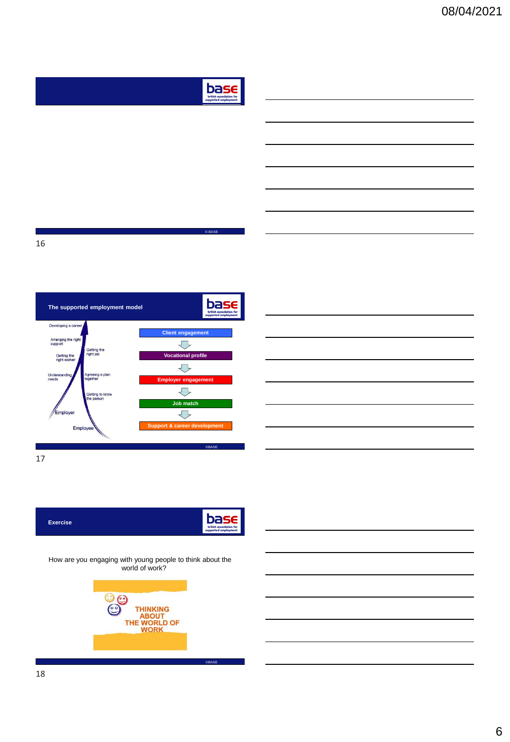## The supported employment model

Developing a career

Arranging the right support

Getting the right worker

Getting the right job

Understanding needs

Agreeing a plan together

Getting to know the person

Employer

Employee

Client engagement

Vocational profile

Employer engagement

Job match

Support & career development

©BASE

## Exercise

How are you engaging with young people to think about the world of work?

THINKING ABOUT THE WORLD OF WORK

©BASE